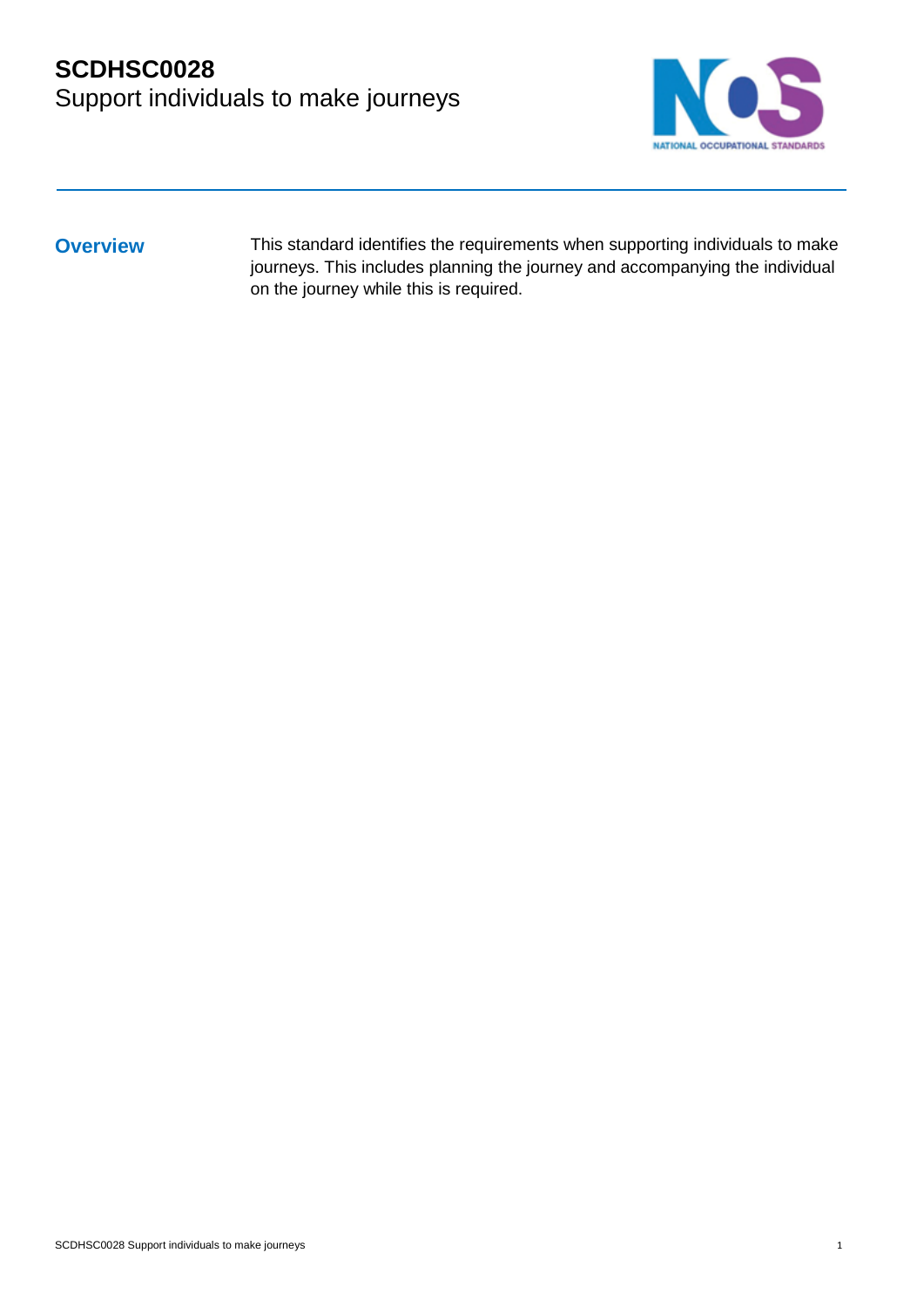# SCDHSC0028
## Support individuals to make journeys

## Overview

This standard identifies the requirements when supporting individuals to make journeys. This includes planning the journey and accompanying the individual on the journey while this is required.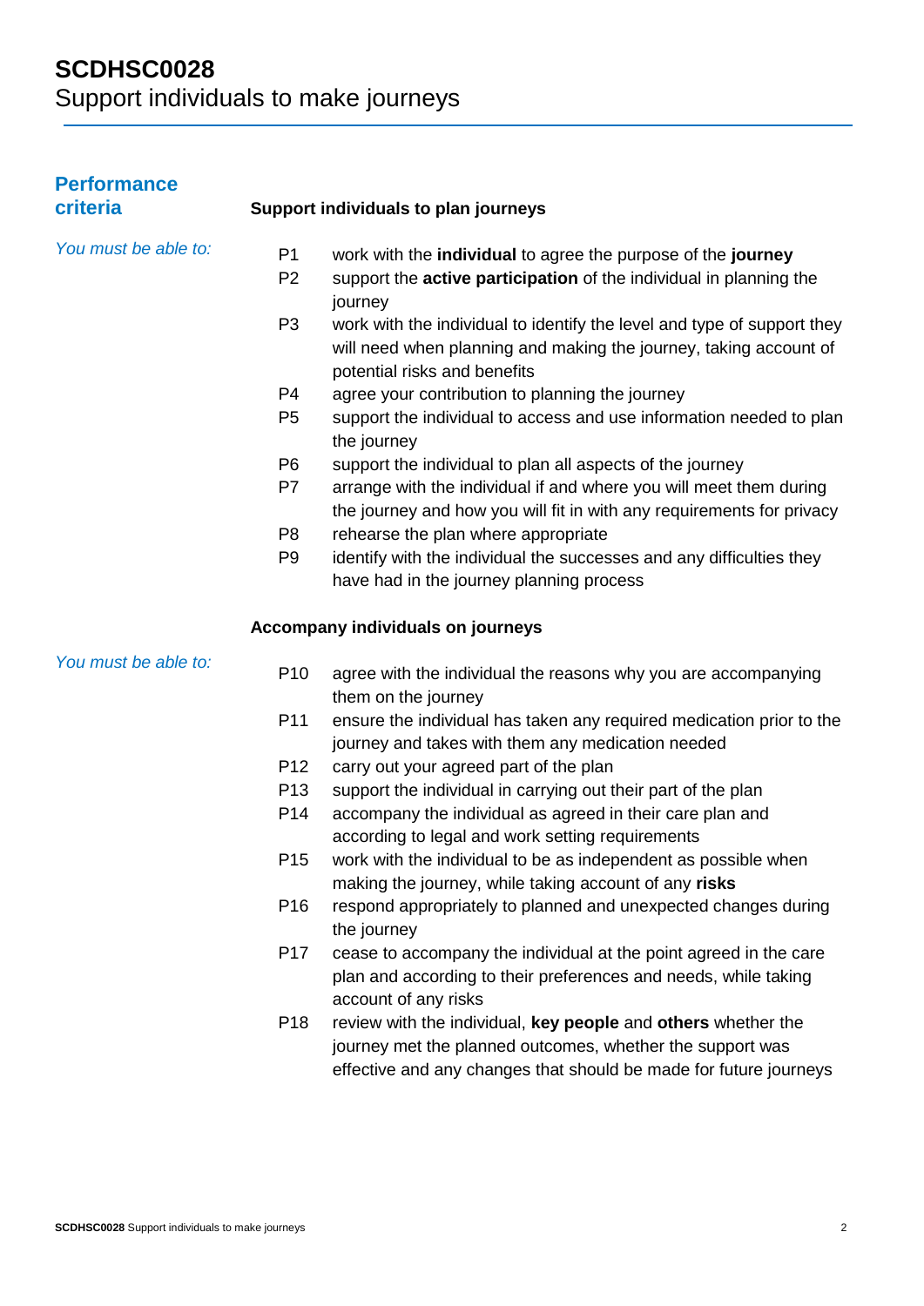# SCDHSC0028
Support individuals to make journeys

## Performance criteria

### Support individuals to plan journeys

*You must be able to:*

- P1 work with the **individual** to agree the purpose of the **journey**
- P2 support the **active participation** of the individual in planning the journey
- P3 work with the individual to identify the level and type of support they will need when planning and making the journey, taking account of potential risks and benefits
- P4 agree your contribution to planning the journey
- P5 support the individual to access and use information needed to plan the journey
- P6 support the individual to plan all aspects of the journey
- P7 arrange with the individual if and where you will meet them during the journey and how you will fit in with any requirements for privacy
- P8 rehearse the plan where appropriate
- P9 identify with the individual the successes and any difficulties they have had in the journey planning process

### Accompany individuals on journeys

*You must be able to:*

- P10 agree with the individual the reasons why you are accompanying them on the journey
- P11 ensure the individual has taken any required medication prior to the journey and takes with them any medication needed
- P12 carry out your agreed part of the plan
- P13 support the individual in carrying out their part of the plan
- P14 accompany the individual as agreed in their care plan and according to legal and work setting requirements
- P15 work with the individual to be as independent as possible when making the journey, while taking account of any **risks**
- P16 respond appropriately to planned and unexpected changes during the journey
- P17 cease to accompany the individual at the point agreed in the care plan and according to their preferences and needs, while taking account of any risks
- P18 review with the individual, **key people** and **others** whether the journey met the planned outcomes, whether the support was effective and any changes that should be made for future journeys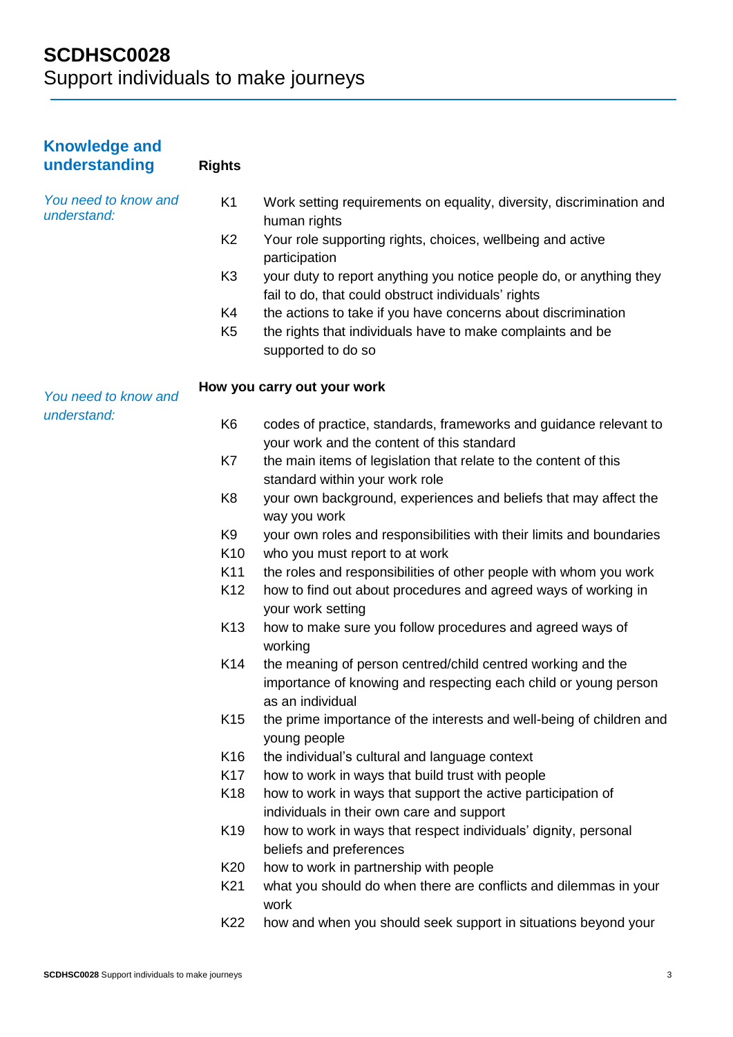## Knowledge and understanding

### Rights

*You need to know and understand:*

| | |
|---|---|
| K1 | Work setting requirements on equality, diversity, discrimination and human rights |
| K2 | Your role supporting rights, choices, wellbeing and active participation |
| K3 | your duty to report anything you notice people do, or anything they fail to do, that could obstruct individuals' rights |
| K4 | the actions to take if you have concerns about discrimination |
| K5 | the rights that individuals have to make complaints and be supported to do so |

### How you carry out your work

*You need to know and understand:*

| | |
|---|---|
| K6 | codes of practice, standards, frameworks and guidance relevant to your work and the content of this standard |
| K7 | the main items of legislation that relate to the content of this standard within your work role |
| K8 | your own background, experiences and beliefs that may affect the way you work |
| K9 | your own roles and responsibilities with their limits and boundaries |
| K10 | who you must report to at work |
| K11 | the roles and responsibilities of other people with whom you work |
| K12 | how to find out about procedures and agreed ways of working in your work setting |
| K13 | how to make sure you follow procedures and agreed ways of working |
| K14 | the meaning of person centred/child centred working and the importance of knowing and respecting each child or young person as an individual |
| K15 | the prime importance of the interests and well-being of children and young people |
| K16 | the individual's cultural and language context |
| K17 | how to work in ways that build trust with people |
| K18 | how to work in ways that support the active participation of individuals in their own care and support |
| K19 | how to work in ways that respect individuals' dignity, personal beliefs and preferences |
| K20 | how to work in partnership with people |
| K21 | what you should do when there are conflicts and dilemmas in your work |
| K22 | how and when you should seek support in situations beyond your |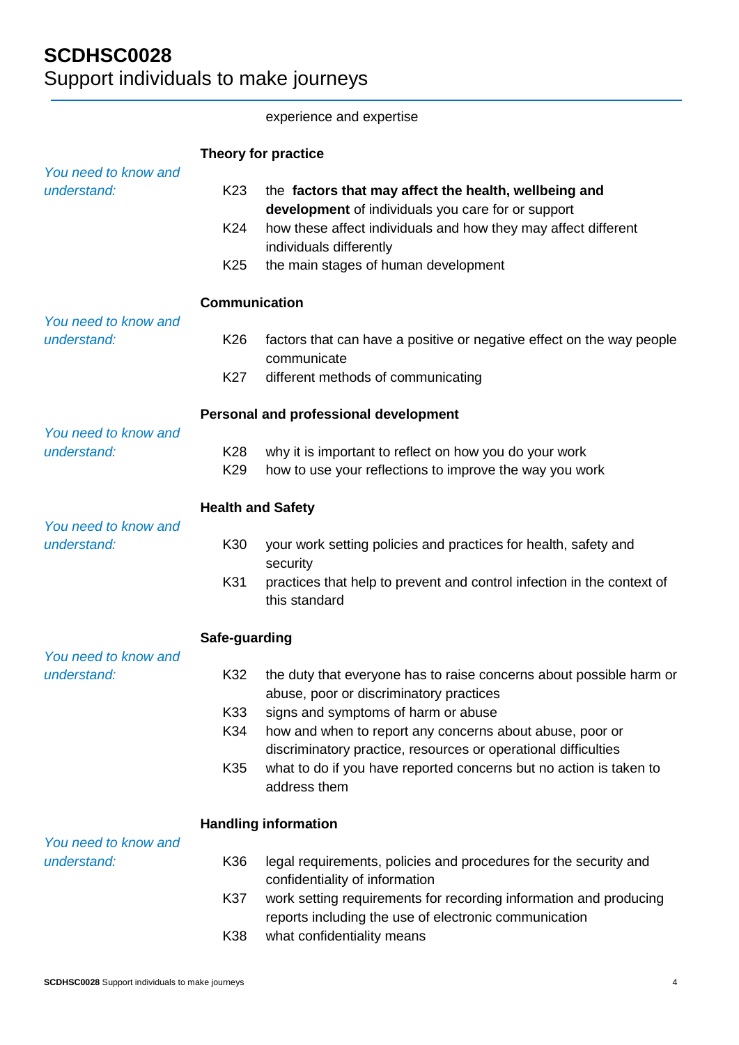experience and expertise

**Theory for practice**

*You need to know and understand:*

| | |
|---|---|
| K23 | the **factors that may affect the health, wellbeing and development** of individuals you care for or support |
| K24 | how these affect individuals and how they may affect different individuals differently |
| K25 | the main stages of human development |

**Communication**

*You need to know and understand:*

| | |
|---|---|
| K26 | factors that can have a positive or negative effect on the way people communicate |
| K27 | different methods of communicating |

**Personal and professional development**

*You need to know and understand:*

| | |
|---|---|
| K28 | why it is important to reflect on how you do your work |
| K29 | how to use your reflections to improve the way you work |

**Health and Safety**

*You need to know and understand:*

| | |
|---|---|
| K30 | your work setting policies and practices for health, safety and security |
| K31 | practices that help to prevent and control infection in the context of this standard |

**Safe-guarding**

*You need to know and understand:*

| | |
|---|---|
| K32 | the duty that everyone has to raise concerns about possible harm or abuse, poor or discriminatory practices |
| K33 | signs and symptoms of harm or abuse |
| K34 | how and when to report any concerns about abuse, poor or discriminatory practice, resources or operational difficulties |
| K35 | what to do if you have reported concerns but no action is taken to address them |

**Handling information**

*You need to know and understand:*

| | |
|---|---|
| K36 | legal requirements, policies and procedures for the security and confidentiality of information |
| K37 | work setting requirements for recording information and producing reports including the use of electronic communication |
| K38 | what confidentiality means |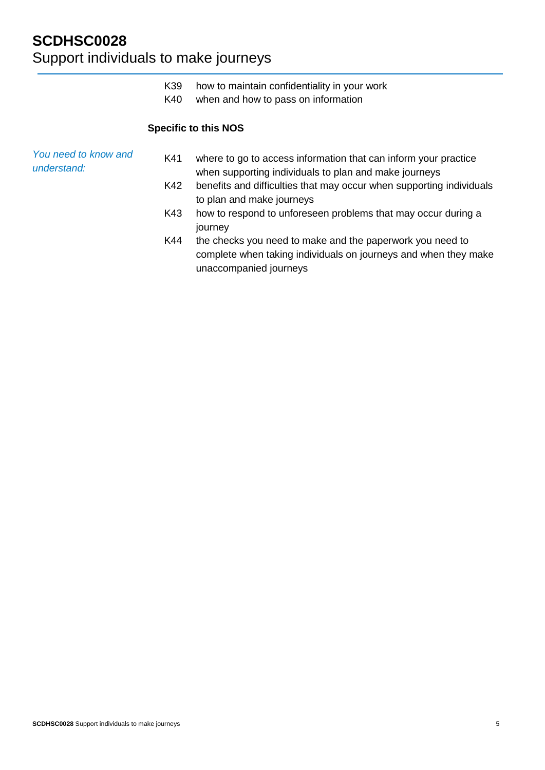K39 how to maintain confidentiality in your work

K40 when and how to pass on information

**Specific to this NOS**

*You need to know and understand:*

K41 where to go to access information that can inform your practice when supporting individuals to plan and make journeys

K42 benefits and difficulties that may occur when supporting individuals to plan and make journeys

K43 how to respond to unforeseen problems that may occur during a journey

K44 the checks you need to make and the paperwork you need to complete when taking individuals on journeys and when they make unaccompanied journeys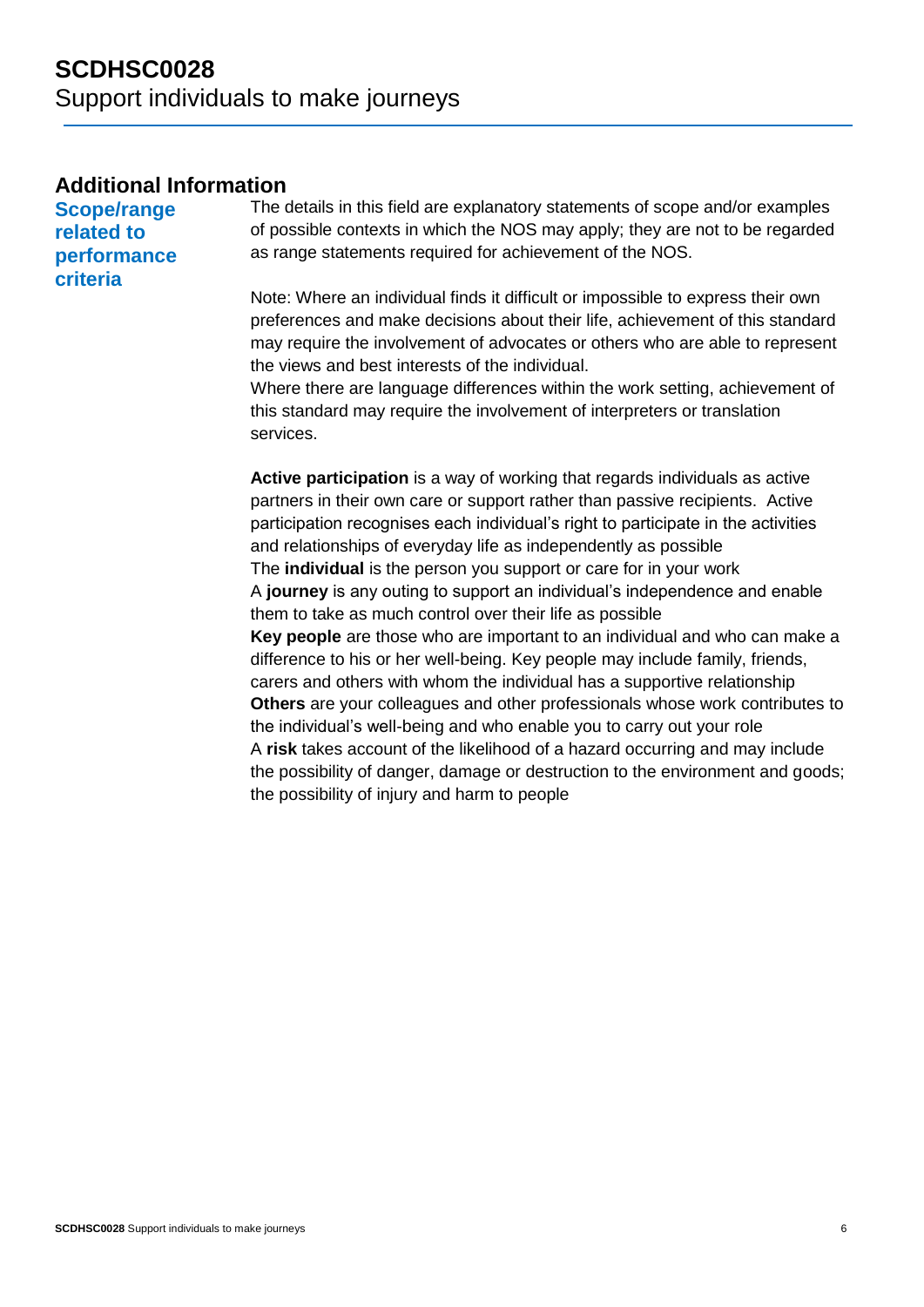## Additional Information

### Scope/range related to performance criteria

The details in this field are explanatory statements of scope and/or examples of possible contexts in which the NOS may apply; they are not to be regarded as range statements required for achievement of the NOS.

Note: Where an individual finds it difficult or impossible to express their own preferences and make decisions about their life, achievement of this standard may require the involvement of advocates or others who are able to represent the views and best interests of the individual.
Where there are language differences within the work setting, achievement of this standard may require the involvement of interpreters or translation services.

**Active participation** is a way of working that regards individuals as active partners in their own care or support rather than passive recipients. Active participation recognises each individual's right to participate in the activities and relationships of everyday life as independently as possible
The **individual** is the person you support or care for in your work
A **journey** is any outing to support an individual's independence and enable them to take as much control over their life as possible
**Key people** are those who are important to an individual and who can make a difference to his or her well-being. Key people may include family, friends, carers and others with whom the individual has a supportive relationship
**Others** are your colleagues and other professionals whose work contributes to the individual's well-being and who enable you to carry out your role
A **risk** takes account of the likelihood of a hazard occurring and may include the possibility of danger, damage or destruction to the environment and goods; the possibility of injury and harm to people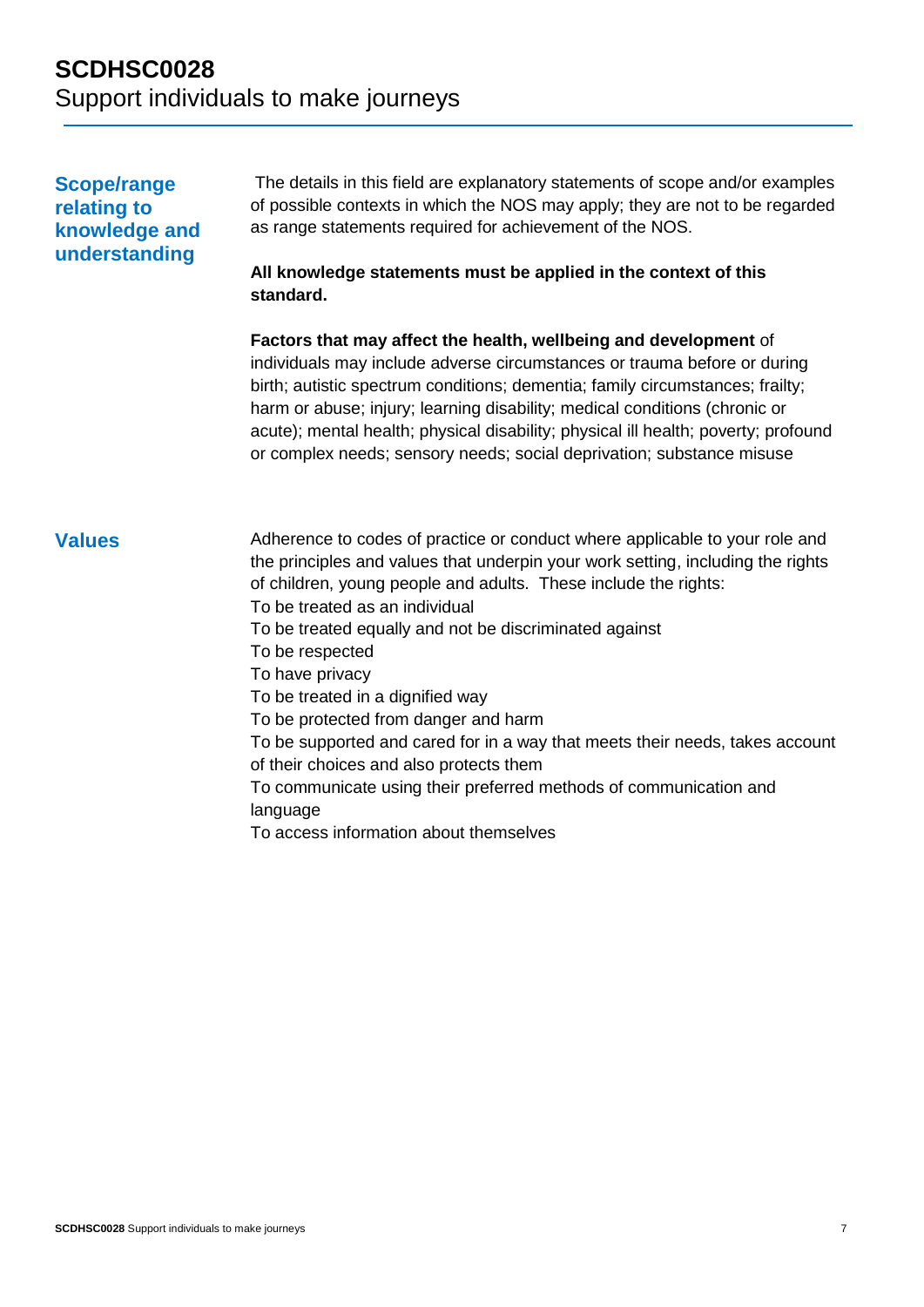# SCDHSC0028
Support individuals to make journeys

## Scope/range relating to knowledge and understanding

The details in this field are explanatory statements of scope and/or examples of possible contexts in which the NOS may apply; they are not to be regarded as range statements required for achievement of the NOS.

**All knowledge statements must be applied in the context of this standard.**

**Factors that may affect the health, wellbeing and development** of individuals may include adverse circumstances or trauma before or during birth; autistic spectrum conditions; dementia; family circumstances; frailty; harm or abuse; injury; learning disability; medical conditions (chronic or acute); mental health; physical disability; physical ill health; poverty; profound or complex needs; sensory needs; social deprivation; substance misuse

## Values

Adherence to codes of practice or conduct where applicable to your role and the principles and values that underpin your work setting, including the rights of children, young people and adults. These include the rights:

To be treated as an individual
To be treated equally and not be discriminated against
To be respected
To have privacy
To be treated in a dignified way
To be protected from danger and harm
To be supported and cared for in a way that meets their needs, takes account of their choices and also protects them
To communicate using their preferred methods of communication and language
To access information about themselves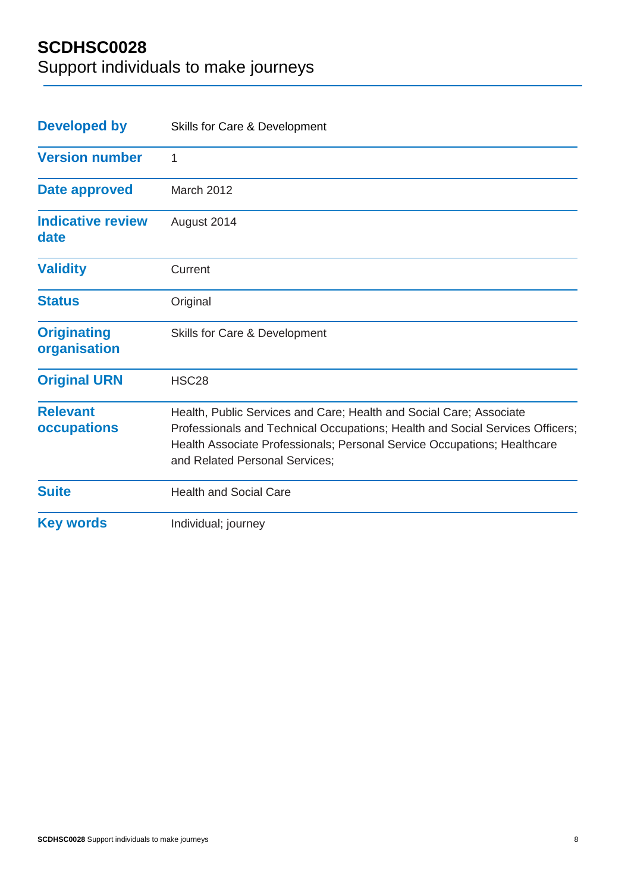# SCDHSC0028
## Support individuals to make journeys

| | |
|---|---|
| **Developed by** | Skills for Care & Development |
| **Version number** | 1 |
| **Date approved** | March 2012 |
| **Indicative review date** | August 2014 |
| **Validity** | Current |
| **Status** | Original |
| **Originating organisation** | Skills for Care & Development |
| **Original URN** | HSC28 |
| **Relevant occupations** | Health, Public Services and Care; Health and Social Care; Associate Professionals and Technical Occupations; Health and Social Services Officers; Health Associate Professionals; Personal Service Occupations; Healthcare and Related Personal Services; |
| **Suite** | Health and Social Care |
| **Key words** | Individual; journey |